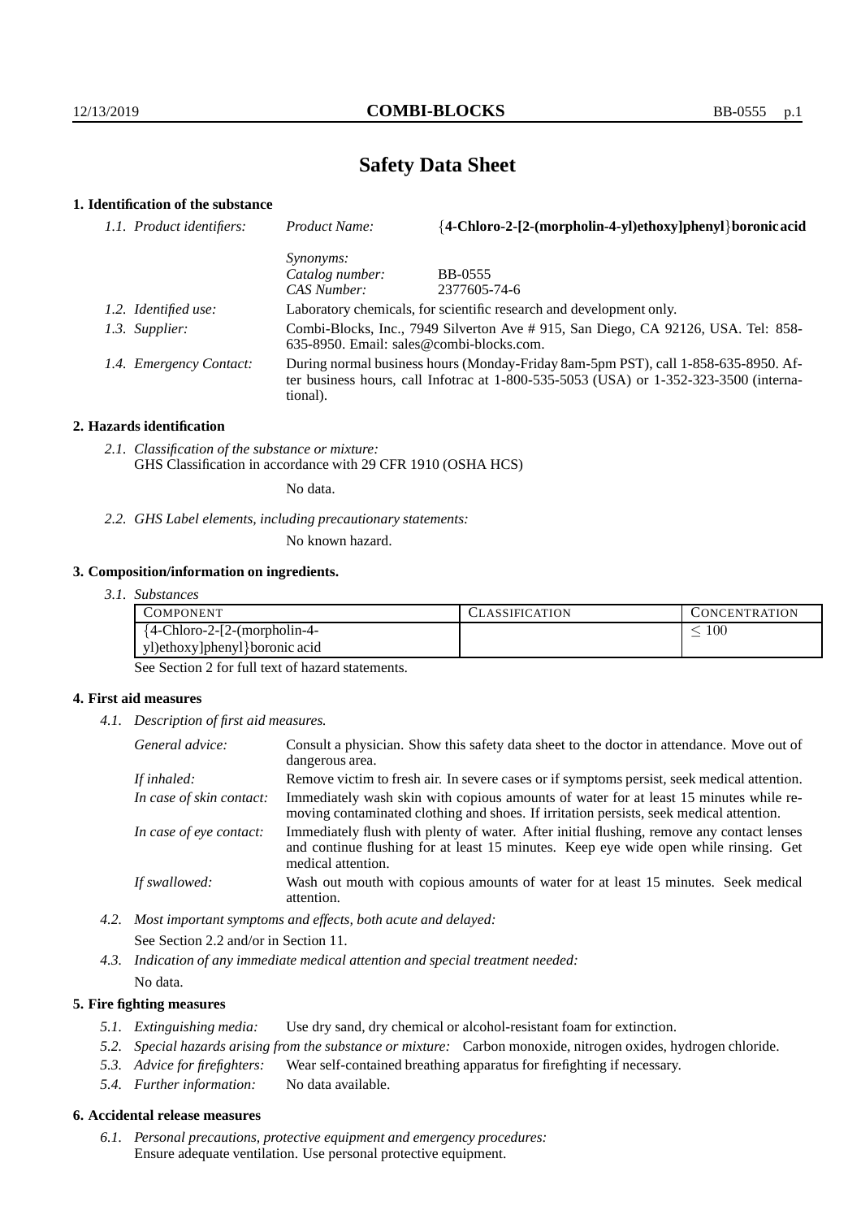# Safety Data Sheet

## 1. Identification of the substance

*1.1. Product identifiers:*

*Product Name:* **{4-Chloro-2-[2-(morpholin-4-yl)ethoxy]phenyl}boronic acid**

*Synonyms:*

*Catalog number:* BB-0555

*CAS Number:* 2377605-74-6

*1.2. Identified use:* Laboratory chemicals, for scientific research and development only.

*1.3. Supplier:* Combi-Blocks, Inc., 7949 Silverton Ave # 915, San Diego, CA 92126, USA. Tel: 858-635-8950. Email: sales@combi-blocks.com.

*1.4. Emergency Contact:* During normal business hours (Monday-Friday 8am-5pm PST), call 1-858-635-8950. After business hours, call Infotrac at 1-800-535-5053 (USA) or 1-352-323-3500 (international).

## 2. Hazards identification

*2.1. Classification of the substance or mixture:*
GHS Classification in accordance with 29 CFR 1910 (OSHA HCS)

No data.

*2.2. GHS Label elements, including precautionary statements:*

No known hazard.

## 3. Composition/information on ingredients.

*3.1. Substances*

| COMPONENT | CLASSIFICATION | CONCENTRATION |
|---|---|---|
| {4-Chloro-2-[2-(morpholin-4-yl)ethoxy]phenyl}boronic acid | | $\leq 100$ |

See Section 2 for full text of hazard statements.

## 4. First aid measures

*4.1. Description of first aid measures.*

*General advice:* Consult a physician. Show this safety data sheet to the doctor in attendance. Move out of dangerous area.

*If inhaled:* Remove victim to fresh air. In severe cases or if symptoms persist, seek medical attention.

*In case of skin contact:* Immediately wash skin with copious amounts of water for at least 15 minutes while removing contaminated clothing and shoes. If irritation persists, seek medical attention.

*In case of eye contact:* Immediately flush with plenty of water. After initial flushing, remove any contact lenses and continue flushing for at least 15 minutes. Keep eye wide open while rinsing. Get medical attention.

*If swallowed:* Wash out mouth with copious amounts of water for at least 15 minutes. Seek medical attention.

*4.2. Most important symptoms and effects, both acute and delayed:*

See Section 2.2 and/or in Section 11.

*4.3. Indication of any immediate medical attention and special treatment needed:*

No data.

## 5. Fire fighting measures

*5.1. Extinguishing media:* Use dry sand, dry chemical or alcohol-resistant foam for extinction.

*5.2. Special hazards arising from the substance or mixture:* Carbon monoxide, nitrogen oxides, hydrogen chloride.

*5.3. Advice for firefighters:* Wear self-contained breathing apparatus for firefighting if necessary.

*5.4. Further information:* No data available.

## 6. Accidental release measures

*6.1. Personal precautions, protective equipment and emergency procedures:*
Ensure adequate ventilation. Use personal protective equipment.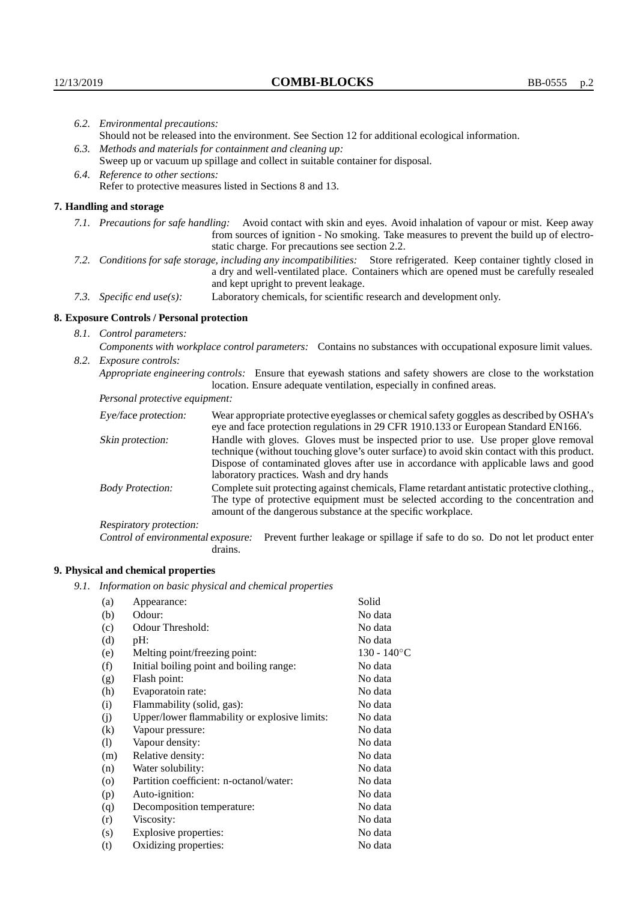*6.2. Environmental precautions:*
Should not be released into the environment. See Section 12 for additional ecological information.

*6.3. Methods and materials for containment and cleaning up:*
Sweep up or vacuum up spillage and collect in suitable container for disposal.

*6.4. Reference to other sections:*
Refer to protective measures listed in Sections 8 and 13.

## 7. Handling and storage

*7.1. Precautions for safe handling:* Avoid contact with skin and eyes. Avoid inhalation of vapour or mist. Keep away from sources of ignition - No smoking. Take measures to prevent the build up of electrostatic charge. For precautions see section 2.2.

*7.2. Conditions for safe storage, including any incompatibilities:* Store refrigerated. Keep container tightly closed in a dry and well-ventilated place. Containers which are opened must be carefully resealed and kept upright to prevent leakage.

*7.3. Specific end use(s):* Laboratory chemicals, for scientific research and development only.

## 8. Exposure Controls / Personal protection

*8.1. Control parameters:*
*Components with workplace control parameters:* Contains no substances with occupational exposure limit values.

*8.2. Exposure controls:*
*Appropriate engineering controls:* Ensure that eyewash stations and safety showers are close to the workstation location. Ensure adequate ventilation, especially in confined areas.

*Personal protective equipment:*

*Eye/face protection:* Wear appropriate protective eyeglasses or chemical safety goggles as described by OSHA's eye and face protection regulations in 29 CFR 1910.133 or European Standard EN166.

*Skin protection:* Handle with gloves. Gloves must be inspected prior to use. Use proper glove removal technique (without touching glove's outer surface) to avoid skin contact with this product. Dispose of contaminated gloves after use in accordance with applicable laws and good laboratory practices. Wash and dry hands

*Body Protection:* Complete suit protecting against chemicals, Flame retardant antistatic protective clothing., The type of protective equipment must be selected according to the concentration and amount of the dangerous substance at the specific workplace.

*Respiratory protection:*

*Control of environmental exposure:* Prevent further leakage or spillage if safe to do so. Do not let product enter drains.

## 9. Physical and chemical properties

*9.1. Information on basic physical and chemical properties*

| | | |
|---|---|---|
| (a) | Appearance: | Solid |
| (b) | Odour: | No data |
| (c) | Odour Threshold: | No data |
| (d) | pH: | No data |
| (e) | Melting point/freezing point: | 130 - 140°C |
| (f) | Initial boiling point and boiling range: | No data |
| (g) | Flash point: | No data |
| (h) | Evaporatoin rate: | No data |
| (i) | Flammability (solid, gas): | No data |
| (j) | Upper/lower flammability or explosive limits: | No data |
| (k) | Vapour pressure: | No data |
| (l) | Vapour density: | No data |
| (m) | Relative density: | No data |
| (n) | Water solubility: | No data |
| (o) | Partition coefficient: n-octanol/water: | No data |
| (p) | Auto-ignition: | No data |
| (q) | Decomposition temperature: | No data |
| (r) | Viscosity: | No data |
| (s) | Explosive properties: | No data |
| (t) | Oxidizing properties: | No data |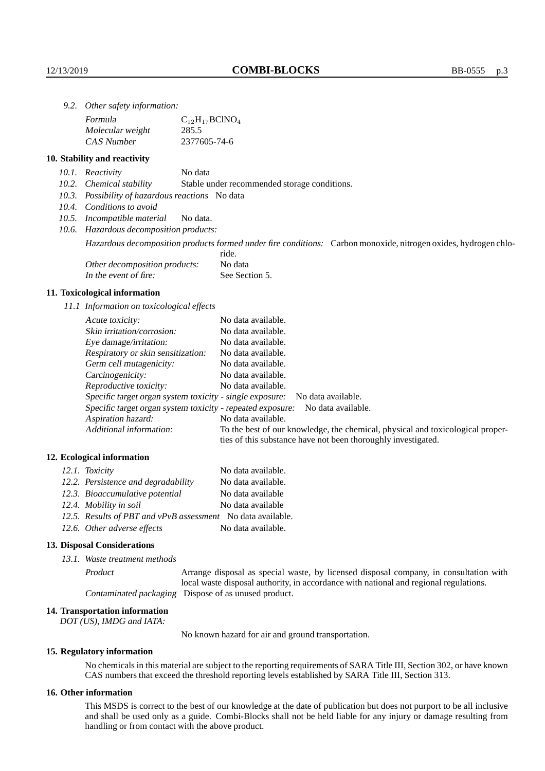*9.2. Other safety information:*

| | |
|---|---|
| *Formula* | $C_{12}H_{17}BClNO_4$ |
| *Molecular weight* | 285.5 |
| *CAS Number* | 2377605-74-6 |

## 10. Stability and reactivity

*10.1. Reactivity* No data

*10.2. Chemical stability* Stable under recommended storage conditions.

*10.3. Possibility of hazardous reactions* No data

*10.4. Conditions to avoid*

*10.5. Incompatible material* No data.

*10.6. Hazardous decomposition products:*

*Hazardous decomposition products formed under fire conditions:* Carbon monoxide, nitrogen oxides, hydrogen chloride.

| | |
|---|---|
| *Other decomposition products:* | No data |
| *In the event of fire:* | See Section 5. |

## 11. Toxicological information

*11.1 Information on toxicological effects*

| | |
|---|---|
| *Acute toxicity:* | No data available. |
| *Skin irritation/corrosion:* | No data available. |
| *Eye damage/irritation:* | No data available. |
| *Respiratory or skin sensitization:* | No data available. |
| *Germ cell mutagenicity:* | No data available. |
| *Carcinogenicity:* | No data available. |
| *Reproductive toxicity:* | No data available. |
| *Specific target organ system toxicity - single exposure:* | No data available. |
| *Specific target organ system toxicity - repeated exposure:* | No data available. |
| *Aspiration hazard:* | No data available. |
| *Additional information:* | To the best of our knowledge, the chemical, physical and toxicological properties of this substance have not been thoroughly investigated. |

## 12. Ecological information

| | |
|---|---|
| *12.1. Toxicity* | No data available. |
| *12.2. Persistence and degradability* | No data available. |
| *12.3. Bioaccumulative potential* | No data available |
| *12.4. Mobility in soil* | No data available |
| *12.5. Results of PBT and vPvB assessment* | No data available. |
| *12.6. Other adverse effects* | No data available. |

## 13. Disposal Considerations

*13.1. Waste treatment methods*

| | |
|---|---|
| *Product* | Arrange disposal as special waste, by licensed disposal company, in consultation with local waste disposal authority, in accordance with national and regional regulations. |
| *Contaminated packaging* | Dispose of as unused product. |

## 14. Transportation information

*DOT (US), IMDG and IATA:*

No known hazard for air and ground transportation.

## 15. Regulatory information

No chemicals in this material are subject to the reporting requirements of SARA Title III, Section 302, or have known CAS numbers that exceed the threshold reporting levels established by SARA Title III, Section 313.

## 16. Other information

This MSDS is correct to the best of our knowledge at the date of publication but does not purport to be all inclusive and shall be used only as a guide. Combi-Blocks shall not be held liable for any injury or damage resulting from handling or from contact with the above product.